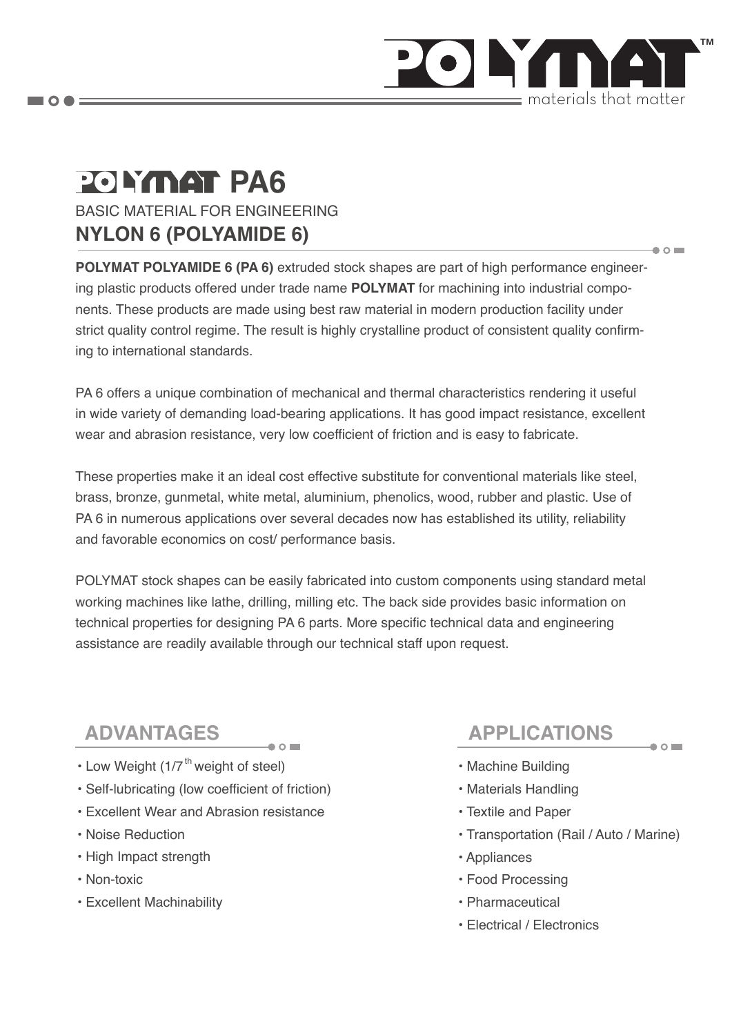# POLYMAT PA6

BASIC MATERIAL FOR ENGINEERING

## NYLON 6 (POLYAMIDE 6)

**POLYMAT POLYAMIDE 6 (PA 6)** extruded stock shapes are part of high performance engineering plastic products offered under trade name **POLYMAT** for machining into industrial components. These products are made using best raw material in modern production facility under strict quality control regime. The result is highly crystalline product of consistent quality confirming to international standards.

PA 6 offers a unique combination of mechanical and thermal characteristics rendering it useful in wide variety of demanding load-bearing applications. It has good impact resistance, excellent wear and abrasion resistance, very low coefficient of friction and is easy to fabricate.

These properties make it an ideal cost effective substitute for conventional materials like steel, brass, bronze, gunmetal, white metal, aluminium, phenolics, wood, rubber and plastic. Use of PA 6 in numerous applications over several decades now has established its utility, reliability and favorable economics on cost/ performance basis.

POLYMAT stock shapes can be easily fabricated into custom components using standard metal working machines like lathe, drilling, milling etc. The back side provides basic information on technical properties for designing PA 6 parts. More specific technical data and engineering assistance are readily available through our technical staff upon request.

## ADVANTAGES

- Low Weight (1/7$^{th}$ weight of steel)
- Self-lubricating (low coefficient of friction)
- Excellent Wear and Abrasion resistance
- Noise Reduction
- High Impact strength
- Non-toxic
- Excellent Machinability

## APPLICATIONS

- Machine Building
- Materials Handling
- Textile and Paper
- Transportation (Rail / Auto / Marine)
- Appliances
- Food Processing
- Pharmaceutical
- Electrical / Electronics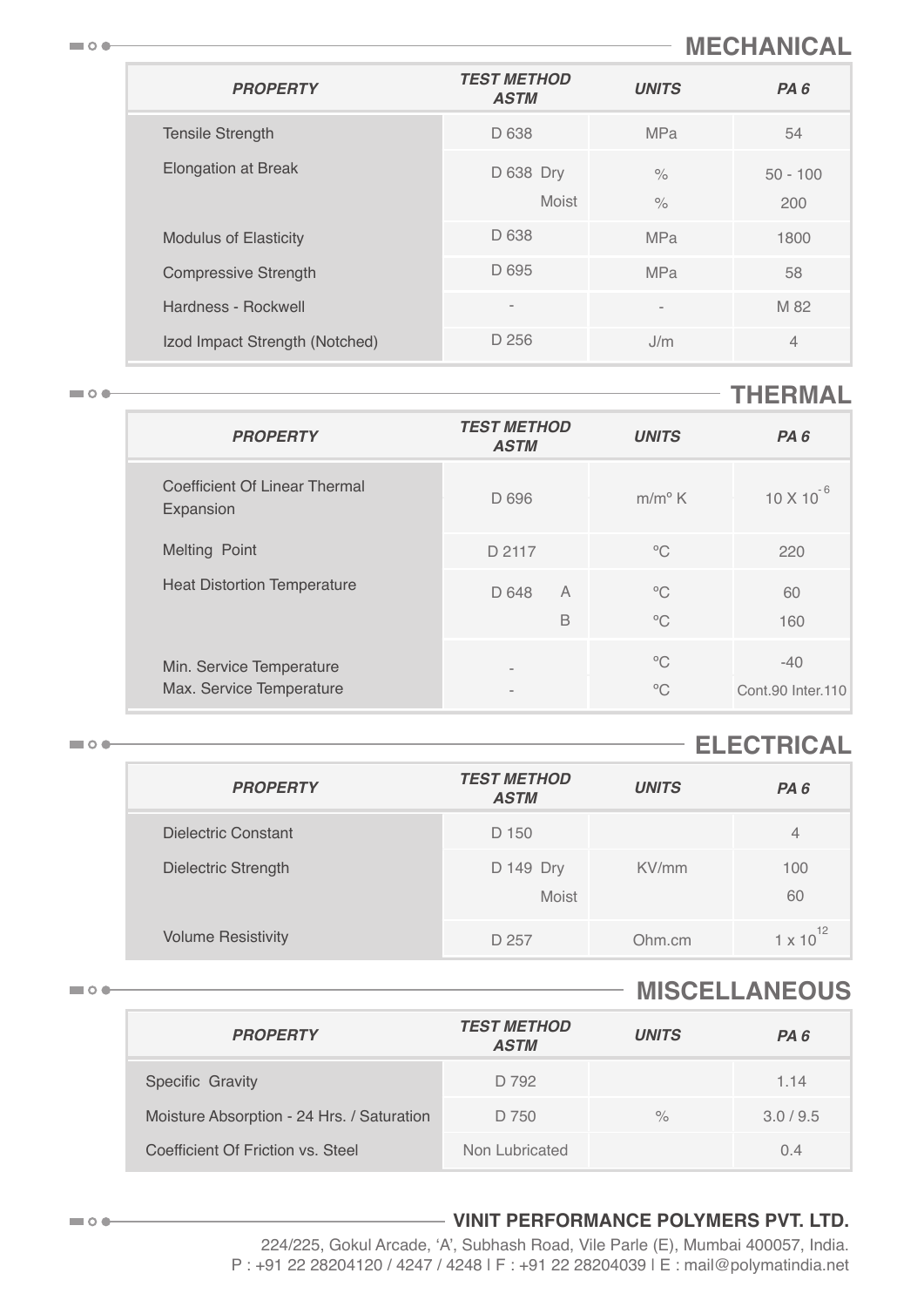## MECHANICAL

| *PROPERTY* | *TEST METHOD ASTM* | *UNITS* | *PA 6* |
|---|---|---|---|
| Tensile Strength | D 638 | MPa | 54 |
| Elongation at Break | D 638 Dry<br>Moist | %<br>% | 50 - 100<br>200 |
| Modulus of Elasticity | D 638 | MPa | 1800 |
| Compressive Strength | D 695 | MPa | 58 |
| Hardness - Rockwell | - | - | M 82 |
| Izod Impact Strength (Notched) | D 256 | J/m | 4 |

## THERMAL

| *PROPERTY* | *TEST METHOD ASTM* | *UNITS* | *PA 6* |
|---|---|---|---|
| Coefficient Of Linear Thermal Expansion | D 696 | m/m° K | $10 X 10^{-6}$ |
| Melting Point | D 2117 | °C | 220 |
| Heat Distortion Temperature | D 648 A<br>B | °C<br>°C | 60<br>160 |
| Min. Service Temperature<br>Max. Service Temperature | -<br>- | °C<br>°C | -40<br>Cont.90 Inter.110 |

## ELECTRICAL

| *PROPERTY* | *TEST METHOD ASTM* | *UNITS* | *PA 6* |
|---|---|---|---|
| Dielectric Constant | D 150 | | 4 |
| Dielectric Strength | D 149 Dry<br>Moist | KV/mm | 100<br>60 |
| Volume Resistivity | D 257 | Ohm.cm | $1 x 10^{12}$ |

## MISCELLANEOUS

| *PROPERTY* | *TEST METHOD ASTM* | *UNITS* | *PA 6* |
|---|---|---|---|
| Specific Gravity | D 792 | | 1.14 |
| Moisture Absorption - 24 Hrs. / Saturation | D 750 | % | 3.0 / 9.5 |
| Coefficient Of Friction vs. Steel | Non Lubricated | | 0.4 |

**VINIT PERFORMANCE POLYMERS PVT. LTD.**

224/225, Gokul Arcade, 'A', Subhash Road, Vile Parle (E), Mumbai 400057, India.
P : +91 22 28204120 / 4247 / 4248 | F : +91 22 28204039 | E : mail@polymatindia.net